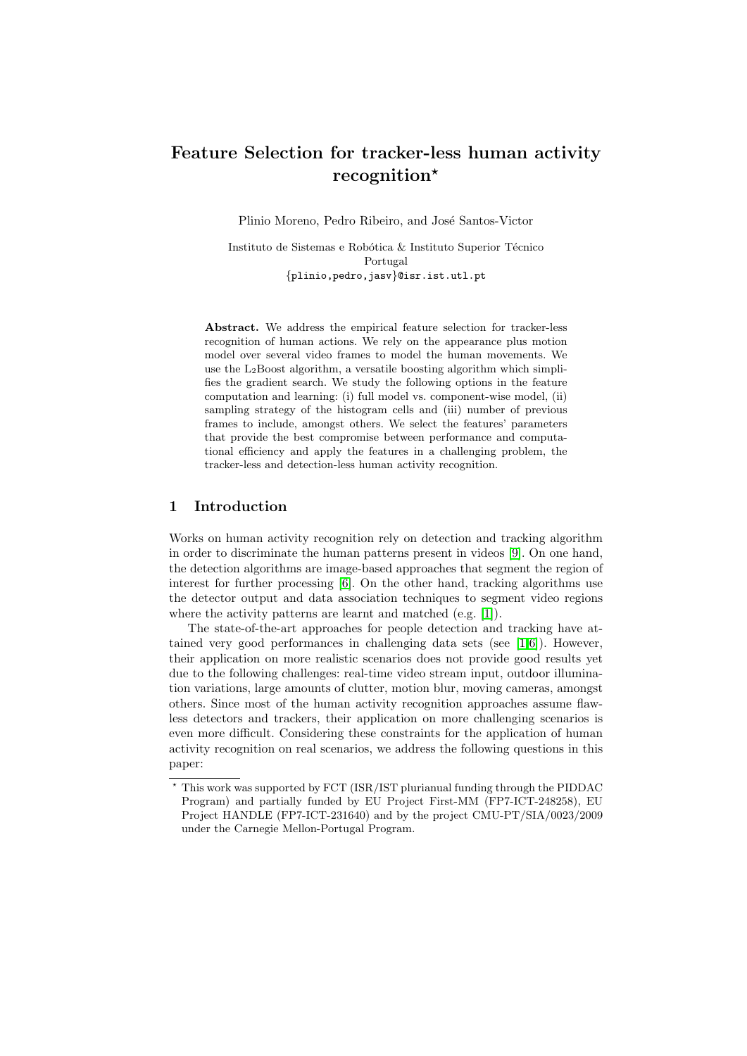# Feature Selection for tracker-less human activity recognition*

Plinio Moreno, Pedro Ribeiro, and José Santos-Victor

Instituto de Sistemas e Robótica & Instituto Superior Técnico
Portugal
{plinio,pedro,jasv}@isr.ist.utl.pt

**Abstract.** We address the empirical feature selection for tracker-less recognition of human actions. We rely on the appearance plus motion model over several video frames to model the human movements. We use the $L_2$Boost algorithm, a versatile boosting algorithm which simplifies the gradient search. We study the following options in the feature computation and learning: (i) full model vs. component-wise model, (ii) sampling strategy of the histogram cells and (iii) number of previous frames to include, amongst others. We select the features' parameters that provide the best compromise between performance and computational efficiency and apply the features in a challenging problem, the tracker-less and detection-less human activity recognition.

## 1 Introduction

Works on human activity recognition rely on detection and tracking algorithm in order to discriminate the human patterns present in videos [9]. On one hand, the detection algorithms are image-based approaches that segment the region of interest for further processing [6]. On the other hand, tracking algorithms use the detector output and data association techniques to segment video regions where the activity patterns are learnt and matched (e.g. [1]).

The state-of-the-art approaches for people detection and tracking have attained very good performances in challenging data sets (see [1,6]). However, their application on more realistic scenarios does not provide good results yet due to the following challenges: real-time video stream input, outdoor illumination variations, large amounts of clutter, motion blur, moving cameras, amongst others. Since most of the human activity recognition approaches assume flawless detectors and trackers, their application on more challenging scenarios is even more difficult. Considering these constraints for the application of human activity recognition on real scenarios, we address the following questions in this paper:

* This work was supported by FCT (ISR/IST plurianual funding through the PIDDAC Program) and partially funded by EU Project First-MM (FP7-ICT-248258), EU Project HANDLE (FP7-ICT-231640) and by the project CMU-PT/SIA/0023/2009 under the Carnegie Mellon-Portugal Program.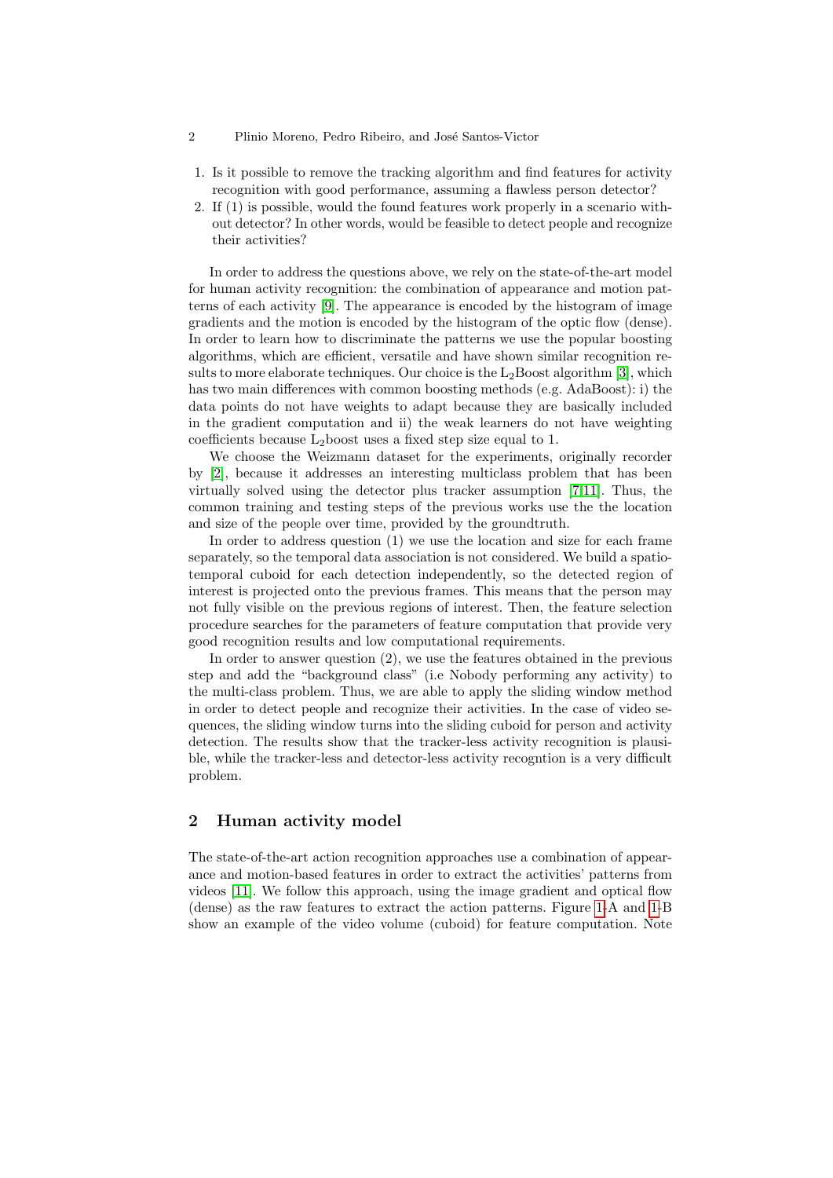1. Is it possible to remove the tracking algorithm and find features for activity recognition with good performance, assuming a flawless person detector?
2. If (1) is possible, would the found features work properly in a scenario without detector? In other words, would be feasible to detect people and recognize their activities?

In order to address the questions above, we rely on the state-of-the-art model for human activity recognition: the combination of appearance and motion patterns of each activity [9]. The appearance is encoded by the histogram of image gradients and the motion is encoded by the histogram of the optic flow (dense). In order to learn how to discriminate the patterns we use the popular boosting algorithms, which are efficient, versatile and have shown similar recognition results to more elaborate techniques. Our choice is the $L_2$Boost algorithm [3], which has two main differences with common boosting methods (e.g. AdaBoost): i) the data points do not have weights to adapt because they are basically included in the gradient computation and ii) the weak learners do not have weighting coefficients because $L_2$boost uses a fixed step size equal to 1.

We choose the Weizmann dataset for the experiments, originally recorder by [2], because it addresses an interesting multiclass problem that has been virtually solved using the detector plus tracker assumption [7,11]. Thus, the common training and testing steps of the previous works use the the location and size of the people over time, provided by the groundtruth.

In order to address question (1) we use the location and size for each frame separately, so the temporal data association is not considered. We build a spatio-temporal cuboid for each detection independently, so the detected region of interest is projected onto the previous frames. This means that the person may not fully visible on the previous regions of interest. Then, the feature selection procedure searches for the parameters of feature computation that provide very good recognition results and low computational requirements.

In order to answer question (2), we use the features obtained in the previous step and add the "background class" (i.e Nobody performing any activity) to the multi-class problem. Thus, we are able to apply the sliding window method in order to detect people and recognize their activities. In the case of video sequences, the sliding window turns into the sliding cuboid for person and activity detection. The results show that the tracker-less activity recognition is plausible, while the tracker-less and detector-less activity recogntion is a very difficult problem.

## 2 Human activity model

The state-of-the-art action recognition approaches use a combination of appearance and motion-based features in order to extract the activities' patterns from videos [11]. We follow this approach, using the image gradient and optical flow (dense) as the raw features to extract the action patterns. Figure 1-A and 1-B show an example of the video volume (cuboid) for feature computation. Note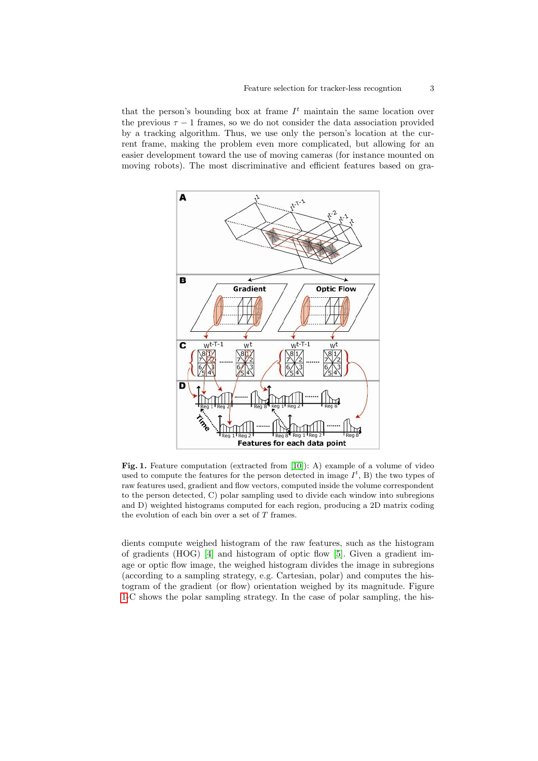that the person's bounding box at frame $I^t$ maintain the same location over the previous $\tau - 1$ frames, so we do not consider the data association provided by a tracking algorithm. Thus, we use only the person's location at the current frame, making the problem even more complicated, but allowing for an easier development toward the use of moving cameras (for instance mounted on moving robots). The most discriminative and efficient features based on gradients compute weighed histogram of the raw features, such as the histogram of gradients (HOG) [4] and histogram of optic flow [5]. Given a gradient image or optic flow image, the weighed histogram divides the image in subregions (according to a sampling strategy, e.g. Cartesian, polar) and computes the histogram of the gradient (or flow) orientation weighed by its magnitude. Figure 1-C shows the polar sampling strategy. In the case of polar sampling, the his-

**Fig. 1.** Feature computation (extracted from [10]): A) example of a volume of video used to compute the features for the person detected in image $I^t$, B) the two types of raw features used, gradient and flow vectors, computed inside the volume correspondent to the person detected, C) polar sampling used to divide each window into subregions and D) weighted histograms computed for each region, producing a 2D matrix coding the evolution of each bin over a set of $T$ frames.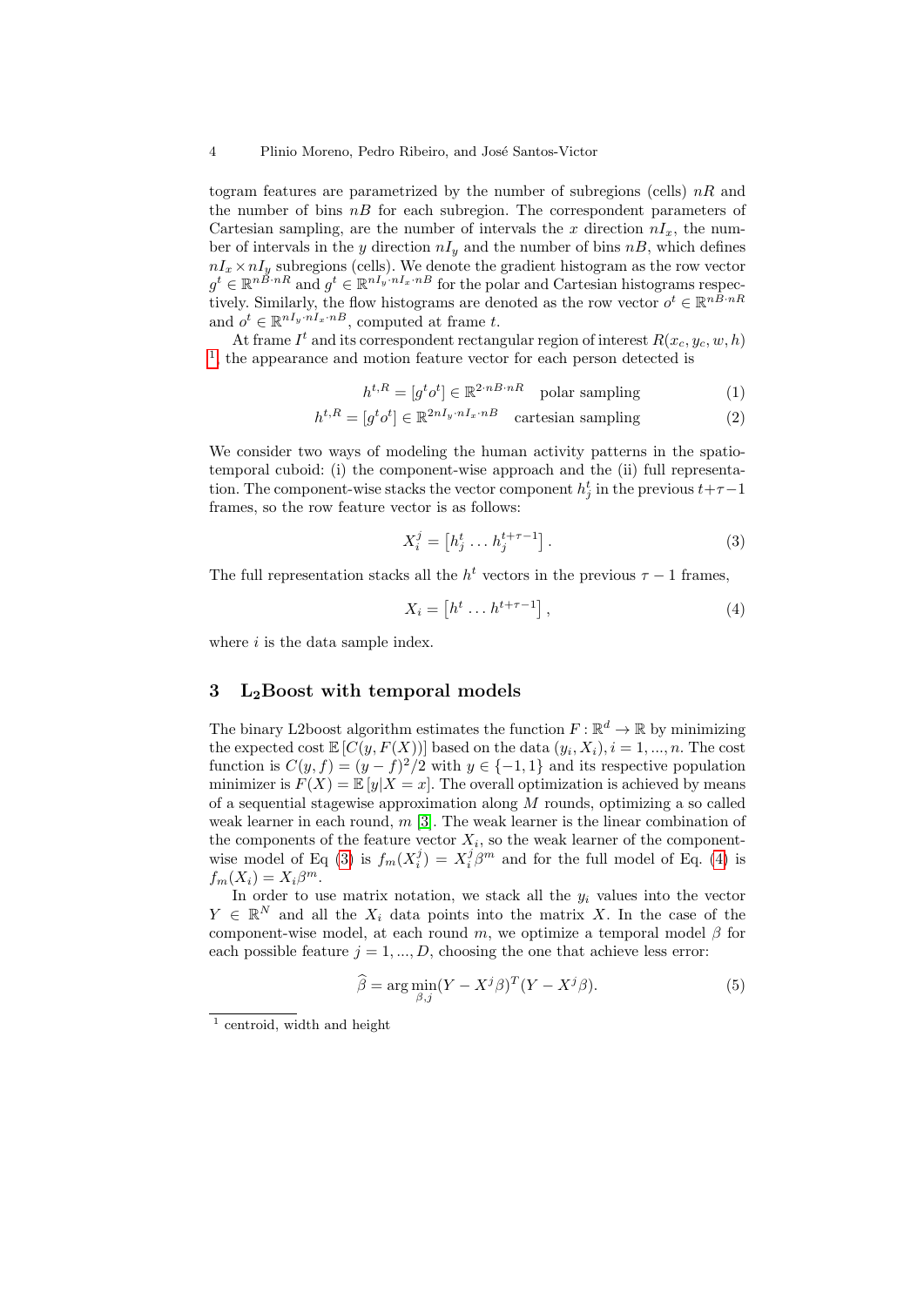togram features are parametrized by the number of subregions (cells) $nR$ and the number of bins $nB$ for each subregion. The correspondent parameters of Cartesian sampling, are the number of intervals the $x$ direction $nI_x$, the number of intervals in the $y$ direction $nI_y$ and the number of bins $nB$, which defines $nI_x \times nI_y$ subregions (cells). We denote the gradient histogram as the row vector $g^t \in \mathbb{R}^{nB \cdot nR}$ and $g^t \in \mathbb{R}^{nI_y \cdot nI_x \cdot nB}$ for the polar and Cartesian histograms respectively. Similarly, the flow histograms are denoted as the row vector $o^t \in \mathbb{R}^{nB \cdot nR}$ and $o^t \in \mathbb{R}^{nI_y \cdot nI_x \cdot nB}$, computed at frame $t$.

At frame $I^t$ and its correspondent rectangular region of interest $R(x_c, y_c, w, h)$ [1], the appearance and motion feature vector for each person detected is

$$h^{t,R} = [g^t o^t] \in \mathbb{R}^{2 \cdot nB \cdot nR} \quad \text{polar sampling} \tag{1}$$

$$h^{t,R} = [g^t o^t] \in \mathbb{R}^{2nI_y \cdot nI_x \cdot nB} \quad \text{cartesian sampling} \tag{2}$$

We consider two ways of modeling the human activity patterns in the spatio-temporal cuboid: (i) the component-wise approach and the (ii) full representation. The component-wise stacks the vector component $h_j^t$ in the previous $t+\tau-1$ frames, so the row feature vector is as follows:

$$X_i^j = \left[ h_j^t \dots h_j^{t+\tau-1} \right]. \tag{3}$$

The full representation stacks all the $h^t$ vectors in the previous $\tau - 1$ frames,

$$X_i = \left[ h^t \dots h^{t+\tau-1} \right], \tag{4}$$

where $i$ is the data sample index.

## 3 $\mathbf{L_2}$Boost with temporal models

The binary L2boost algorithm estimates the function $F : \mathbb{R}^d \rightarrow \mathbb{R}$ by minimizing the expected cost $\mathbb{E}\left[C(y, F(X))\right]$ based on the data $(y_i, X_i), i = 1, ..., n$. The cost function is $C(y, f) = (y - f)^2/2$ with $y \in \{-1, 1\}$ and its respective population minimizer is $F(X) = \mathbb{E}\left[y|X = x\right]$. The overall optimization is achieved by means of a sequential stagewise approximation along $M$ rounds, optimizing a so called weak learner in each round, $m$ [3]. The weak learner is the linear combination of the components of the feature vector $X_i$, so the weak learner of the component-wise model of Eq (3) is $f_m(X_i^j) = X_i^j \beta^m$ and for the full model of Eq. (4) is $f_m(X_i) = X_i \beta^m$.

In order to use matrix notation, we stack all the $y_i$ values into the vector $Y \in \mathbb{R}^N$ and all the $X_i$ data points into the matrix $X$. In the case of the component-wise model, at each round $m$, we optimize a temporal model $\beta$ for each possible feature $j = 1, ..., D$, choosing the one that achieve less error:

$$\widehat{\beta} = \arg \min_{\beta, j} (Y - X^j \beta)^T (Y - X^j \beta). \tag{5}$$

[1] centroid, width and height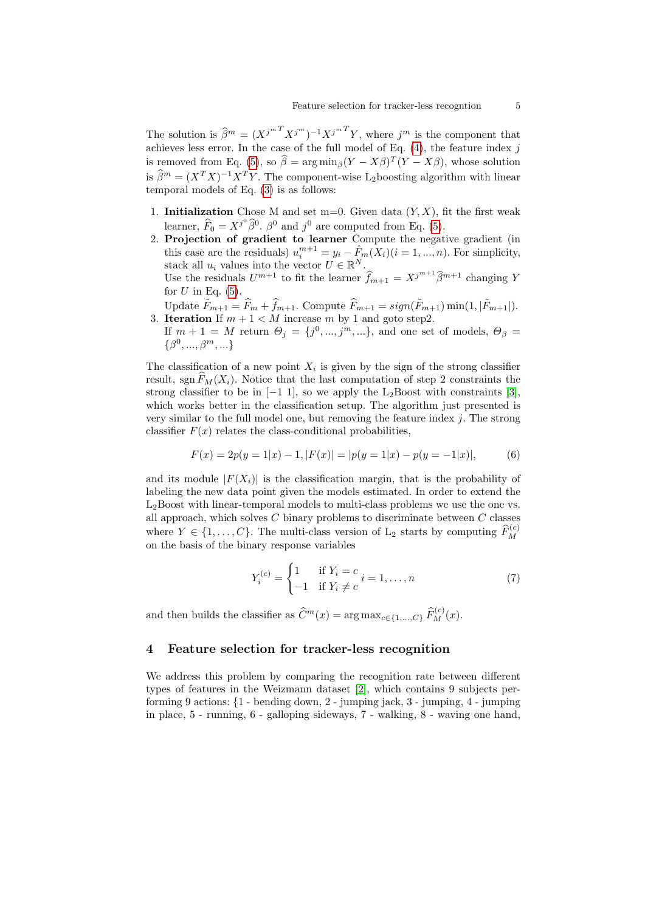The solution is $\widehat{\beta}^m = (X^{j^m T} X^{j^m})^{-1} X^{j^m T} Y$, where $j^m$ is the component that achieves less error. In the case of the full model of Eq. (4), the feature index $j$ is removed from Eq. (5), so $\widehat{\beta} = \arg\min_\beta (Y - X\beta)^T (Y - X\beta)$, whose solution is $\widehat{\beta}^m = (X^T X)^{-1} X^T Y$. The component-wise L$_2$boosting algorithm with linear temporal models of Eq. (3) is as follows:

1. **Initialization** Chose M and set m=0. Given data $(Y, X)$, fit the first weak learner, $\widehat{F}_0 = X^{j^0} \widehat{\beta}^0$. $\beta^0$ and $j^0$ are computed from Eq. (5).
2. **Projection of gradient to learner** Compute the negative gradient (in this case are the residuals) $u_i^{m+1} = y_i - \hat{F}_m(X_i) (i = 1, ..., n)$. For simplicity, stack all $u_i$ values into the vector $U \in \mathbb{R}^N$.
   Use the residuals $U^{m+1}$ to fit the learner $\widehat{f}_{m+1} = X^{j^{m+1}} \widehat{\beta}^{m+1}$ changing $Y$ for $U$ in Eq. (5).
   Update $\tilde{F}_{m+1} = \widehat{F}_m + \widehat{f}_{m+1}$. Compute $\widehat{F}_{m+1} = sign(\tilde{F}_{m+1}) \min(1, |\tilde{F}_{m+1}|)$.
3. **Iteration** If $m + 1 < M$ increase $m$ by 1 and goto step2.
   If $m + 1 = M$ return $\Theta_j = \{j^0, ..., j^m, ...\}$, and one set of models, $\Theta_\beta = \{\beta^0, ..., \beta^m, ...\}$

The classification of a new point $X_i$ is given by the sign of the strong classifier result, $\operatorname{sgn} \widehat{F}_M(X_i)$. Notice that the last computation of step 2 constraints the strong classifier to be in $[-1\ 1]$, so we apply the L$_2$Boost with constraints [3], which works better in the classification setup. The algorithm just presented is very similar to the full model one, but removing the feature index $j$. The strong classifier $F(x)$ relates the class-conditional probabilities,

$$F(x) = 2p(y = 1|x) - 1, |F(x)| = |p(y = 1|x) - p(y = -1|x)|, \tag{6}$$

and its module $|F(X_i)|$ is the classification margin, that is the probability of labeling the new data point given the models estimated. In order to extend the L$_2$Boost with linear-temporal models to multi-class problems we use the one vs. all approach, which solves $C$ binary problems to discriminate between $C$ classes where $Y \in \{1, \ldots, C\}$. The multi-class version of L$_2$ starts by computing $\widehat{F}_M^{(c)}$ on the basis of the binary response variables

$$Y_i^{(c)} = \begin{cases} 1 & \text{if } Y_i = c \\ -1 & \text{if } Y_i \neq c \end{cases} i = 1, \ldots, n \tag{7}$$

and then builds the classifier as $\widehat{C}^m(x) = \arg\max_{c \in \{1, \ldots, C\}} \widehat{F}_M^{(c)}(x)$.

## 4 Feature selection for tracker-less recognition

We address this problem by comparing the recognition rate between different types of features in the Weizmann dataset [2], which contains 9 subjects performing 9 actions: {1 - bending down, 2 - jumping jack, 3 - jumping, 4 - jumping in place, 5 - running, 6 - galloping sideways, 7 - walking, 8 - waving one hand,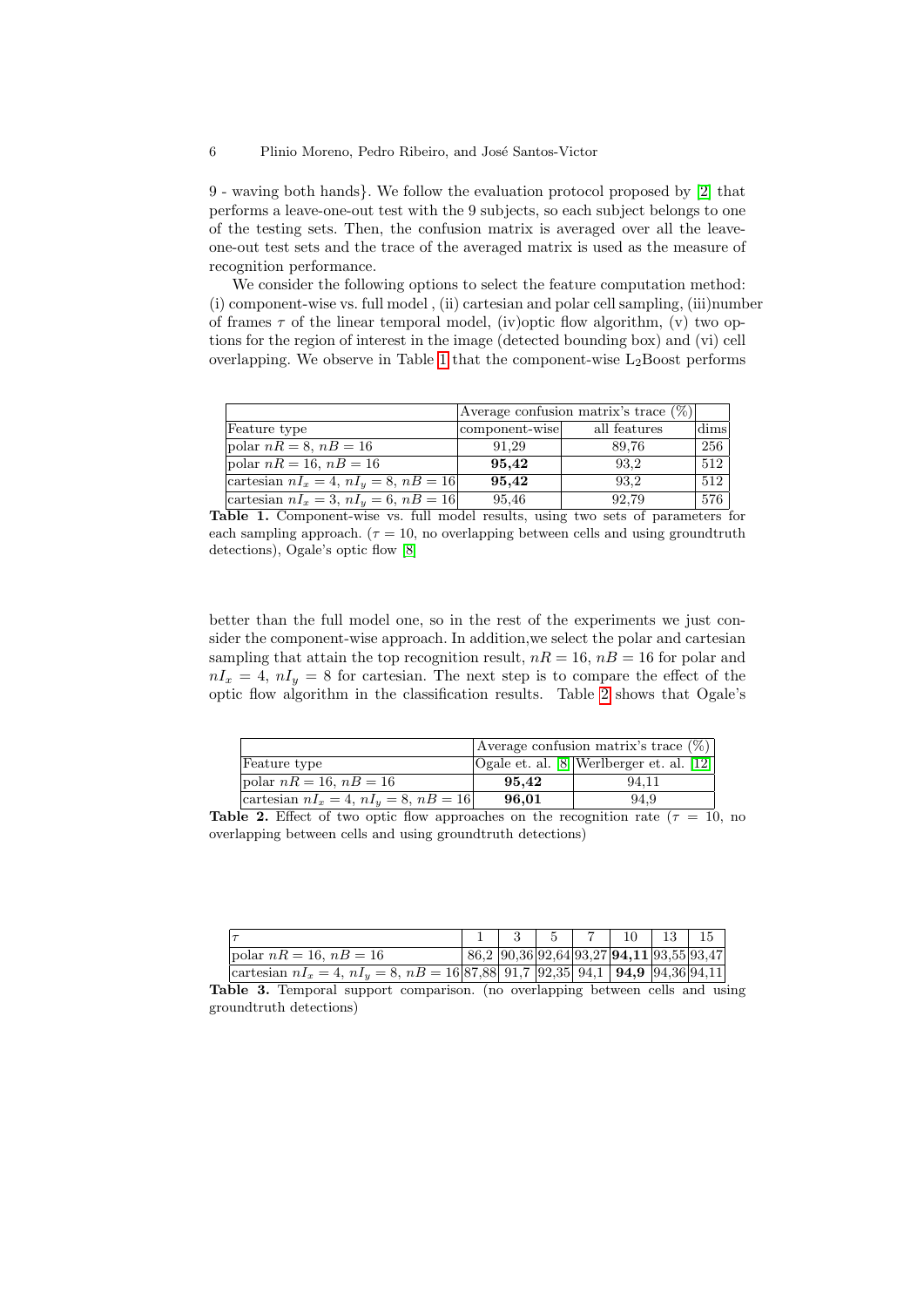9 - waving both hands}. We follow the evaluation protocol proposed by [2] that performs a leave-one-out test with the 9 subjects, so each subject belongs to one of the testing sets. Then, the confusion matrix is averaged over all the leave-one-out test sets and the trace of the averaged matrix is used as the measure of recognition performance.

We consider the following options to select the feature computation method: (i) component-wise vs. full model , (ii) cartesian and polar cell sampling, (iii)number of frames $\tau$ of the linear temporal model, (iv)optic flow algorithm, (v) two options for the region of interest in the image (detected bounding box) and (vi) cell overlapping. We observe in Table 1 that the component-wise $L_2$Boost performs better than the full model one, so in the rest of the experiments we just consider the component-wise approach. In addition,we select the polar and cartesian sampling that attain the top recognition result, $nR = 16$, $nB = 16$ for polar and $nI_x = 4$, $nI_y = 8$ for cartesian. The next step is to compare the effect of the optic flow algorithm in the classification results. Table 2 shows that Ogale's

| | Average confusion matrix's trace (%) | | |
|---|---|---|---|
| Feature type | component-wise | all features | dims |
| polar $nR = 8$, $nB = 16$ | 91,29 | 89,76 | 256 |
| polar $nR = 16$, $nB = 16$ | **95,42** | 93,2 | 512 |
| cartesian $nI_x = 4$, $nI_y = 8$, $nB = 16$ | **95,42** | 93,2 | 512 |
| cartesian $nI_x = 3$, $nI_y = 6$, $nB = 16$ | 95,46 | 92,79 | 576 |

**Table 1.** Component-wise vs. full model results, using two sets of parameters for each sampling approach. ($\tau = 10$, no overlapping between cells and using groundtruth detections), Ogale's optic flow [8]

| | Average confusion matrix's trace (%) | |
|---|---|---|
| Feature type | Ogale et. al. [8] | Werlberger et. al. [12] |
| polar $nR = 16$, $nB = 16$ | **95,42** | 94,11 |
| cartesian $nI_x = 4$, $nI_y = 8$, $nB = 16$ | **96,01** | 94,9 |

**Table 2.** Effect of two optic flow approaches on the recognition rate ($\tau = 10$, no overlapping between cells and using groundtruth detections)

| $\tau$ | 1 | 3 | 5 | 7 | 10 | 13 | 15 |
|---|---|---|---|---|---|---|---|
| polar $nR = 16$, $nB = 16$ | 86,2 | 90,36 | 92,64 | 93,27 | **94,11** | 93,55 | 93,47 |
| cartesian $nI_x = 4$, $nI_y = 8$, $nB = 16$ | 87,88 | 91,7 | 92,35 | 94,1 | **94,9** | 94,36 | 94,11 |

**Table 3.** Temporal support comparison. (no overlapping between cells and using groundtruth detections)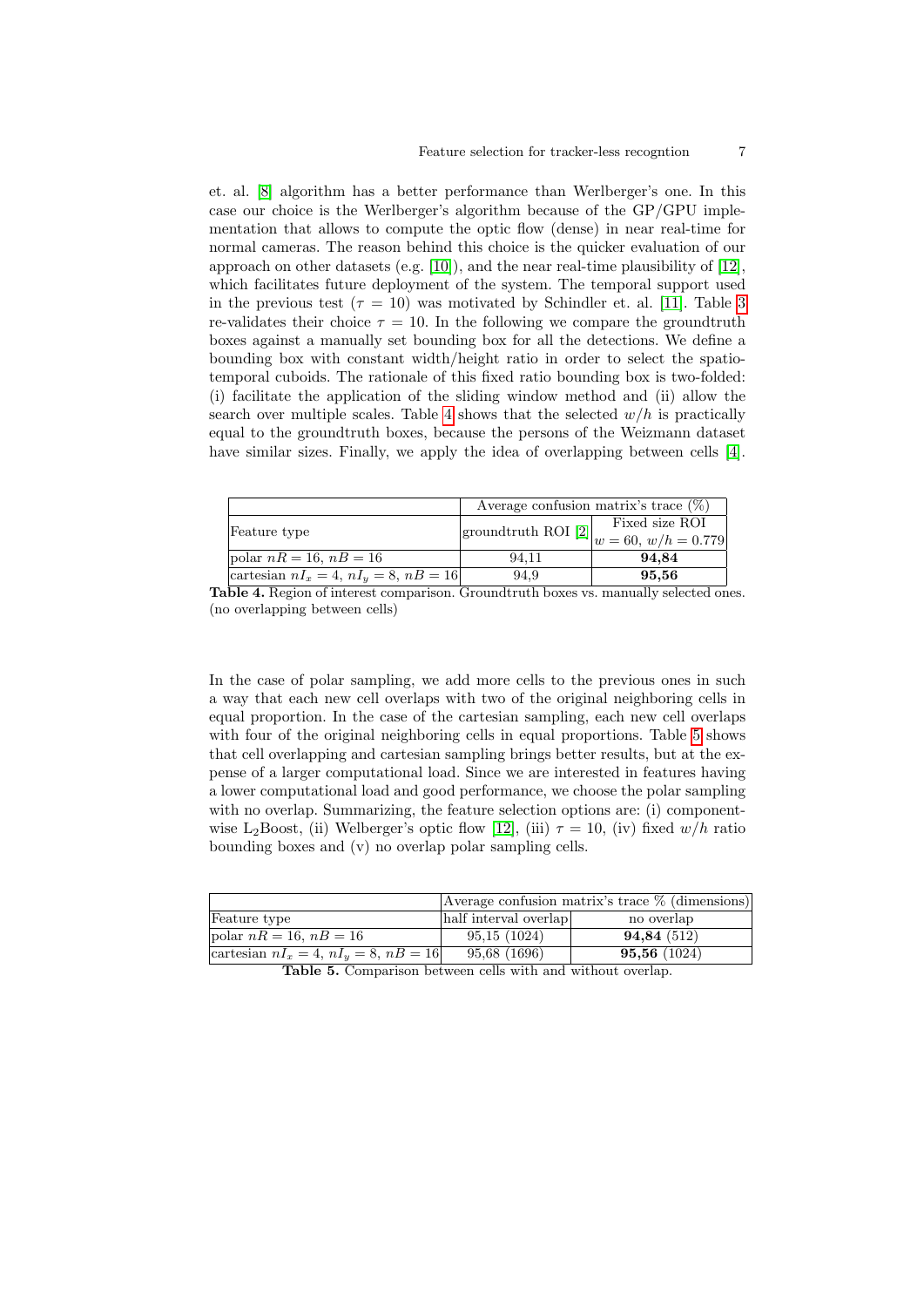et. al. [8] algorithm has a better performance than Werlberger's one. In this case our choice is the Werlberger's algorithm because of the GP/GPU implementation that allows to compute the optic flow (dense) in near real-time for normal cameras. The reason behind this choice is the quicker evaluation of our approach on other datasets (e.g. [10]), and the near real-time plausibility of [12], which facilitates future deployment of the system. The temporal support used in the previous test ($\tau = 10$) was motivated by Schindler et. al. [11]. Table 3 re-validates their choice $\tau = 10$. In the following we compare the groundtruth boxes against a manually set bounding box for all the detections. We define a bounding box with constant width/height ratio in order to select the spatio-temporal cuboids. The rationale of this fixed ratio bounding box is two-folded: (i) facilitate the application of the sliding window method and (ii) allow the search over multiple scales. Table 4 shows that the selected $w/h$ is practically equal to the groundtruth boxes, because the persons of the Weizmann dataset have similar sizes. Finally, we apply the idea of overlapping between cells [4].

| | Average confusion matrix's trace (%) | |
|---|---|---|
| Feature type | groundtruth ROI [2] | Fixed size ROI $w = 60$, $w/h = 0.779$ |
| polar $nR = 16$, $nB = 16$ | 94,11 | **94,84** |
| cartesian $nI_x = 4$, $nI_y = 8$, $nB = 16$ | 94,9 | **95,56** |

**Table 4.** Region of interest comparison. Groundtruth boxes vs. manually selected ones. (no overlapping between cells)

In the case of polar sampling, we add more cells to the previous ones in such a way that each new cell overlaps with two of the original neighboring cells in equal proportion. In the case of the cartesian sampling, each new cell overlaps with four of the original neighboring cells in equal proportions. Table 5 shows that cell overlapping and cartesian sampling brings better results, but at the expense of a larger computational load. Since we are interested in features having a lower computational load and good performance, we choose the polar sampling with no overlap. Summarizing, the feature selection options are: (i) component-wise $L_2$Boost, (ii) Welberger's optic flow [12], (iii) $\tau = 10$, (iv) fixed $w/h$ ratio bounding boxes and (v) no overlap polar sampling cells.

| | Average confusion matrix's trace % (dimensions) | |
|---|---|---|
| Feature type | half interval overlap | no overlap |
| polar $nR = 16$, $nB = 16$ | 95,15 (1024) | **94,84** (512) |
| cartesian $nI_x = 4$, $nI_y = 8$, $nB = 16$ | 95,68 (1696) | **95,56** (1024) |

**Table 5.** Comparison between cells with and without overlap.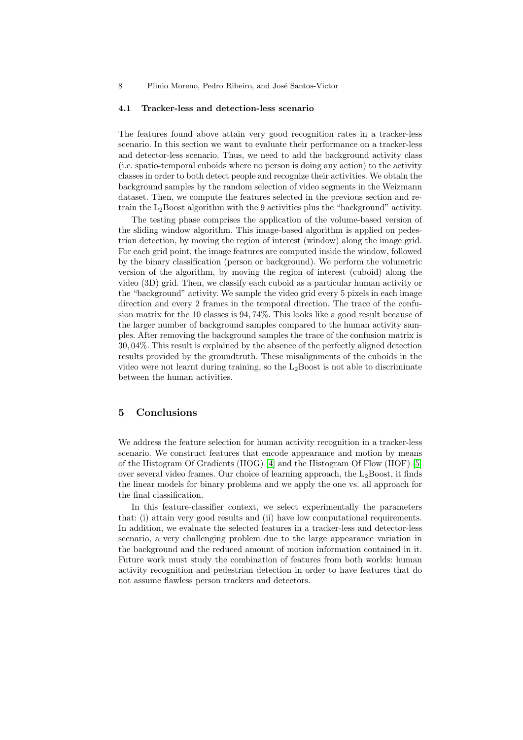### 4.1 Tracker-less and detection-less scenario

The features found above attain very good recognition rates in a tracker-less scenario. In this section we want to evaluate their performance on a tracker-less and detector-less scenario. Thus, we need to add the background activity class (i.e. spatio-temporal cuboids where no person is doing any action) to the activity classes in order to both detect people and recognize their activities. We obtain the background samples by the random selection of video segments in the Weizmann dataset. Then, we compute the features selected in the previous section and re-train the $L_2$Boost algorithm with the 9 activities plus the "background" activity.

The testing phase comprises the application of the volume-based version of the sliding window algorithm. This image-based algorithm is applied on pedestrian detection, by moving the region of interest (window) along the image grid. For each grid point, the image features are computed inside the window, followed by the binary classification (person or background). We perform the volumetric version of the algorithm, by moving the region of interest (cuboid) along the video (3D) grid. Then, we classify each cuboid as a particular human activity or the "background" activity. We sample the video grid every 5 pixels in each image direction and every 2 frames in the temporal direction. The trace of the confusion matrix for the 10 classes is 94, 74%. This looks like a good result because of the larger number of background samples compared to the human activity samples. After removing the background samples the trace of the confusion matrix is 30, 04%. This result is explained by the absence of the perfectly aligned detection results provided by the groundtruth. These misalignments of the cuboids in the video were not learnt during training, so the $L_2$Boost is not able to discriminate between the human activities.

## 5 Conclusions

We address the feature selection for human activity recognition in a tracker-less scenario. We construct features that encode appearance and motion by means of the Histogram Of Gradients (HOG) [4] and the Histogram Of Flow (HOF) [5] over several video frames. Our choice of learning approach, the $L_2$Boost, it finds the linear models for binary problems and we apply the one vs. all approach for the final classification.

In this feature-classifier context, we select experimentally the parameters that: (i) attain very good results and (ii) have low computational requirements. In addition, we evaluate the selected features in a tracker-less and detector-less scenario, a very challenging problem due to the large appearance variation in the background and the reduced amount of motion information contained in it. Future work must study the combination of features from both worlds: human activity recognition and pedestrian detection in order to have features that do not assume flawless person trackers and detectors.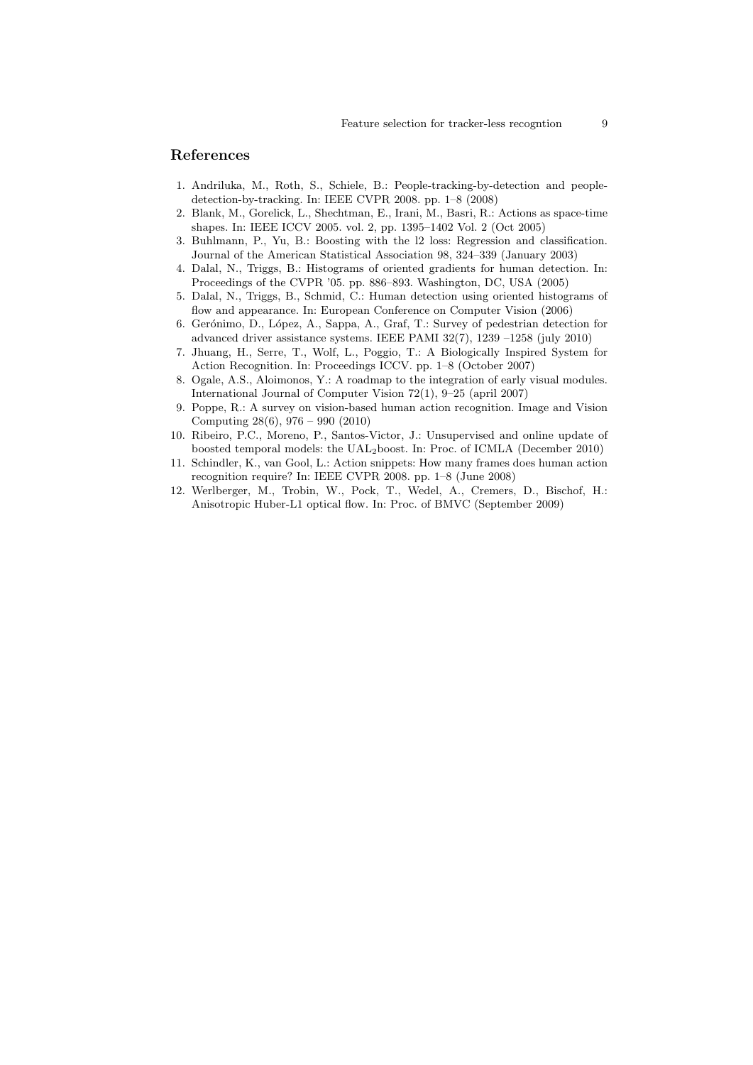## References

1. Andriluka, M., Roth, S., Schiele, B.: People-tracking-by-detection and people-detection-by-tracking. In: IEEE CVPR 2008. pp. 1–8 (2008)
2. Blank, M., Gorelick, L., Shechtman, E., Irani, M., Basri, R.: Actions as space-time shapes. In: IEEE ICCV 2005. vol. 2, pp. 1395–1402 Vol. 2 (Oct 2005)
3. Buhlmann, P., Yu, B.: Boosting with the l2 loss: Regression and classification. Journal of the American Statistical Association 98, 324–339 (January 2003)
4. Dalal, N., Triggs, B.: Histograms of oriented gradients for human detection. In: Proceedings of the CVPR '05. pp. 886–893. Washington, DC, USA (2005)
5. Dalal, N., Triggs, B., Schmid, C.: Human detection using oriented histograms of flow and appearance. In: European Conference on Computer Vision (2006)
6. Gerónimo, D., López, A., Sappa, A., Graf, T.: Survey of pedestrian detection for advanced driver assistance systems. IEEE PAMI 32(7), 1239 –1258 (july 2010)
7. Jhuang, H., Serre, T., Wolf, L., Poggio, T.: A Biologically Inspired System for Action Recognition. In: Proceedings ICCV. pp. 1–8 (October 2007)
8. Ogale, A.S., Aloimonos, Y.: A roadmap to the integration of early visual modules. International Journal of Computer Vision 72(1), 9–25 (april 2007)
9. Poppe, R.: A survey on vision-based human action recognition. Image and Vision Computing 28(6), 976 – 990 (2010)
10. Ribeiro, P.C., Moreno, P., Santos-Victor, J.: Unsupervised and online update of boosted temporal models: the $\mathrm{UAL}_2$boost. In: Proc. of ICMLA (December 2010)
11. Schindler, K., van Gool, L.: Action snippets: How many frames does human action recognition require? In: IEEE CVPR 2008. pp. 1–8 (June 2008)
12. Werlberger, M., Trobin, W., Pock, T., Wedel, A., Cremers, D., Bischof, H.: Anisotropic Huber-L1 optical flow. In: Proc. of BMVC (September 2009)